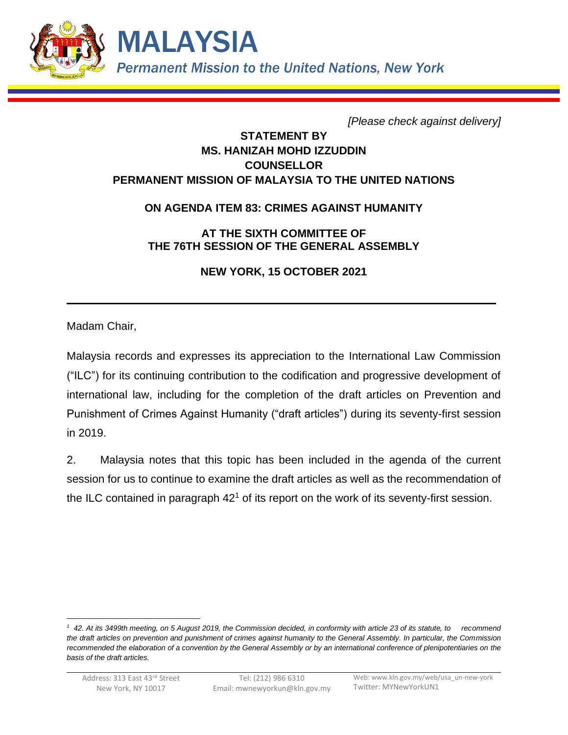# MALAYSIA

*Permanent Mission to the United Nations, New York*

*[Please check against delivery]*

**STATEMENT BY**
**MS. HANIZAH MOHD IZZUDDIN**
**COUNSELLOR**
**PERMANENT MISSION OF MALAYSIA TO THE UNITED NATIONS**

**ON AGENDA ITEM 83: CRIMES AGAINST HUMANITY**

**AT THE SIXTH COMMITTEE OF**
**THE 76TH SESSION OF THE GENERAL ASSEMBLY**

**NEW YORK, 15 OCTOBER 2021**

---

Madam Chair,

Malaysia records and expresses its appreciation to the International Law Commission ("ILC") for its continuing contribution to the codification and progressive development of international law, including for the completion of the draft articles on Prevention and Punishment of Crimes Against Humanity ("draft articles") during its seventy-first session in 2019.

2. Malaysia notes that this topic has been included in the agenda of the current session for us to continue to examine the draft articles as well as the recommendation of the ILC contained in paragraph 42[1] of its report on the work of its seventy-first session.

---

*[1] 42. At its 3499th meeting, on 5 August 2019, the Commission decided, in conformity with article 23 of its statute, to recommend the draft articles on prevention and punishment of crimes against humanity to the General Assembly. In particular, the Commission recommended the elaboration of a convention by the General Assembly or by an international conference of plenipotentiaries on the basis of the draft articles.*

Address: 313 East 43rd Street New York, NY 10017 | Tel: (212) 986 6310 Email: mwnewyorkun@kln.gov.my | Web: www.kln.gov.my/web/usa_un-new-york Twitter: MYNewYorkUN1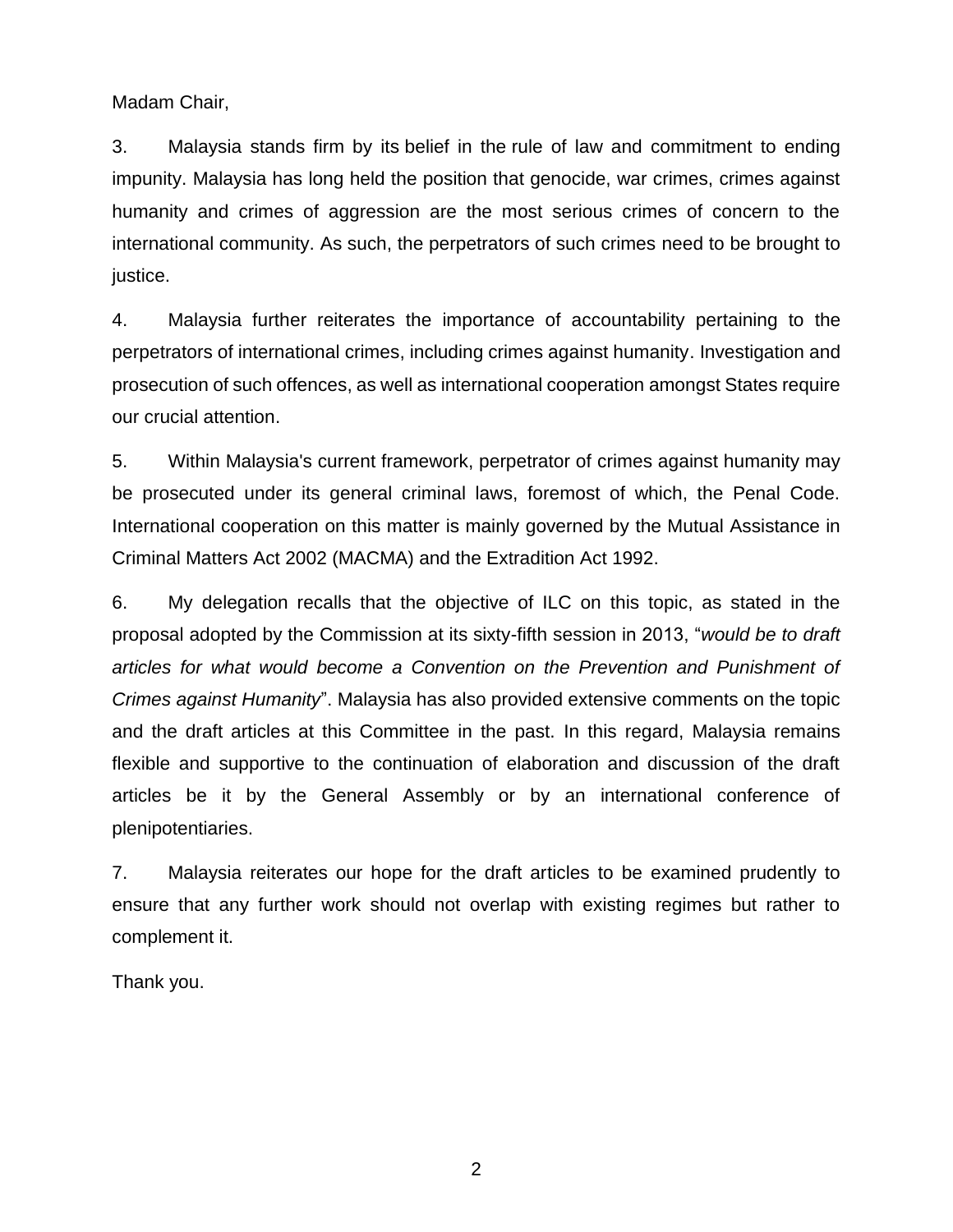Madam Chair,

3. Malaysia stands firm by its belief in the rule of law and commitment to ending impunity. Malaysia has long held the position that genocide, war crimes, crimes against humanity and crimes of aggression are the most serious crimes of concern to the international community. As such, the perpetrators of such crimes need to be brought to justice.

4. Malaysia further reiterates the importance of accountability pertaining to the perpetrators of international crimes, including crimes against humanity. Investigation and prosecution of such offences, as well as international cooperation amongst States require our crucial attention.

5. Within Malaysia's current framework, perpetrator of crimes against humanity may be prosecuted under its general criminal laws, foremost of which, the Penal Code. International cooperation on this matter is mainly governed by the Mutual Assistance in Criminal Matters Act 2002 (MACMA) and the Extradition Act 1992.

6. My delegation recalls that the objective of ILC on this topic, as stated in the proposal adopted by the Commission at its sixty-fifth session in 2013, "*would be to draft articles for what would become a Convention on the Prevention and Punishment of Crimes against Humanity*". Malaysia has also provided extensive comments on the topic and the draft articles at this Committee in the past. In this regard, Malaysia remains flexible and supportive to the continuation of elaboration and discussion of the draft articles be it by the General Assembly or by an international conference of plenipotentiaries.

7. Malaysia reiterates our hope for the draft articles to be examined prudently to ensure that any further work should not overlap with existing regimes but rather to complement it.

Thank you.